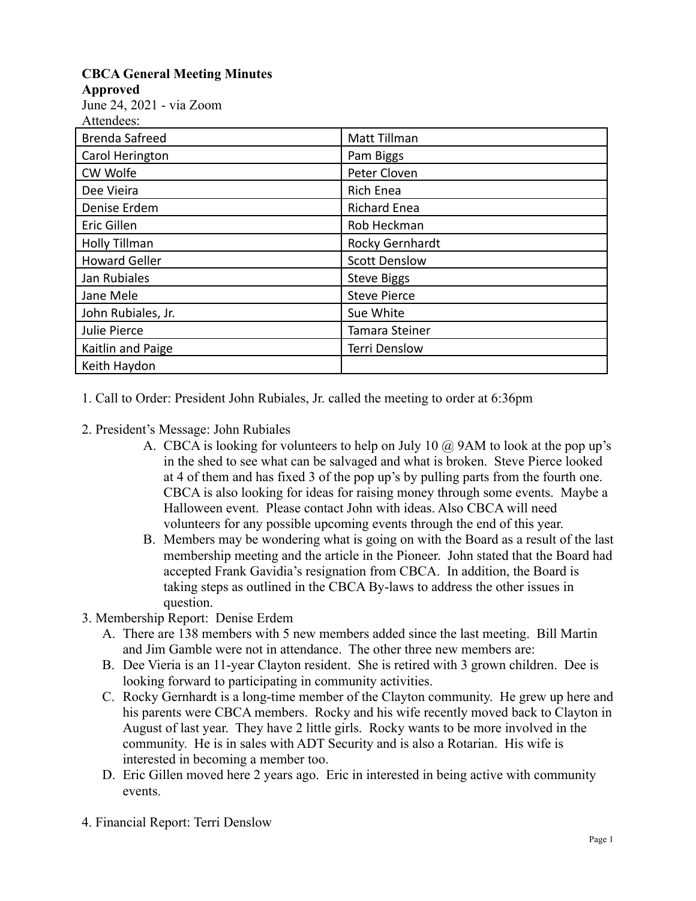**CBCA General Meeting Minutes**
**Approved**
June 24, 2021 - via Zoom
Attendees:

| | |
|---|---|
| Brenda Safreed | Matt Tillman |
| Carol Herington | Pam Biggs |
| CW Wolfe | Peter Cloven |
| Dee Vieira | Rich Enea |
| Denise Erdem | Richard Enea |
| Eric Gillen | Rob Heckman |
| Holly Tillman | Rocky Gernhardt |
| Howard Geller | Scott Denslow |
| Jan Rubiales | Steve Biggs |
| Jane Mele | Steve Pierce |
| John Rubiales, Jr. | Sue White |
| Julie Pierce | Tamara Steiner |
| Kaitlin and Paige | Terri Denslow |
| Keith Haydon | |

1. Call to Order: President John Rubiales, Jr. called the meeting to order at 6:36pm

2. President's Message: John Rubiales
   A. CBCA is looking for volunteers to help on July 10 @ 9AM to look at the pop up's in the shed to see what can be salvaged and what is broken. Steve Pierce looked at 4 of them and has fixed 3 of the pop up's by pulling parts from the fourth one. CBCA is also looking for ideas for raising money through some events. Maybe a Halloween event. Please contact John with ideas. Also CBCA will need volunteers for any possible upcoming events through the end of this year.
   B. Members may be wondering what is going on with the Board as a result of the last membership meeting and the article in the Pioneer. John stated that the Board had accepted Frank Gavidia's resignation from CBCA. In addition, the Board is taking steps as outlined in the CBCA By-laws to address the other issues in question.

3. Membership Report: Denise Erdem
   A. There are 138 members with 5 new members added since the last meeting. Bill Martin and Jim Gamble were not in attendance. The other three new members are:
   B. Dee Vieria is an 11-year Clayton resident. She is retired with 3 grown children. Dee is looking forward to participating in community activities.
   C. Rocky Gernhardt is a long-time member of the Clayton community. He grew up here and his parents were CBCA members. Rocky and his wife recently moved back to Clayton in August of last year. They have 2 little girls. Rocky wants to be more involved in the community. He is in sales with ADT Security and is also a Rotarian. His wife is interested in becoming a member too.
   D. Eric Gillen moved here 2 years ago. Eric in interested in being active with community events.

4. Financial Report: Terri Denslow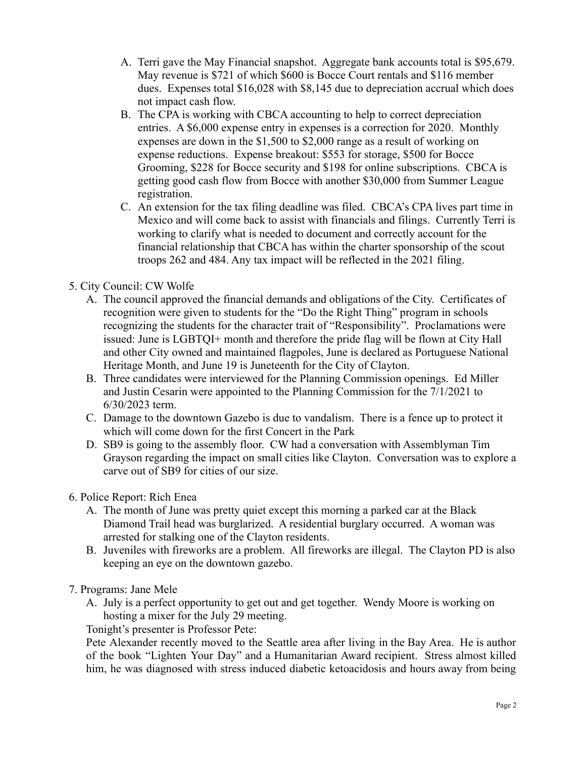A. Terri gave the May Financial snapshot. Aggregate bank accounts total is $95,679. May revenue is $721 of which $600 is Bocce Court rentals and $116 member dues. Expenses total $16,028 with $8,145 due to depreciation accrual which does not impact cash flow.
B. The CPA is working with CBCA accounting to help to correct depreciation entries. A $6,000 expense entry in expenses is a correction for 2020. Monthly expenses are down in the $1,500 to $2,000 range as a result of working on expense reductions. Expense breakout: $553 for storage, $500 for Bocce Grooming, $228 for Bocce security and $198 for online subscriptions. CBCA is getting good cash flow from Bocce with another $30,000 from Summer League registration.
C. An extension for the tax filing deadline was filed. CBCA's CPA lives part time in Mexico and will come back to assist with financials and filings. Currently Terri is working to clarify what is needed to document and correctly account for the financial relationship that CBCA has within the charter sponsorship of the scout troops 262 and 484. Any tax impact will be reflected in the 2021 filing.

5. City Council: CW Wolfe
   A. The council approved the financial demands and obligations of the City. Certificates of recognition were given to students for the "Do the Right Thing" program in schools recognizing the students for the character trait of "Responsibility". Proclamations were issued: June is LGBTQI+ month and therefore the pride flag will be flown at City Hall and other City owned and maintained flagpoles, June is declared as Portuguese National Heritage Month, and June 19 is Juneteenth for the City of Clayton.
   B. Three candidates were interviewed for the Planning Commission openings. Ed Miller and Justin Cesarin were appointed to the Planning Commission for the 7/1/2021 to 6/30/2023 term.
   C. Damage to the downtown Gazebo is due to vandalism. There is a fence up to protect it which will come down for the first Concert in the Park
   D. SB9 is going to the assembly floor. CW had a conversation with Assemblyman Tim Grayson regarding the impact on small cities like Clayton. Conversation was to explore a carve out of SB9 for cities of our size.

6. Police Report: Rich Enea
   A. The month of June was pretty quiet except this morning a parked car at the Black Diamond Trail head was burglarized. A residential burglary occurred. A woman was arrested for stalking one of the Clayton residents.
   B. Juveniles with fireworks are a problem. All fireworks are illegal. The Clayton PD is also keeping an eye on the downtown gazebo.

7. Programs: Jane Mele
   A. July is a perfect opportunity to get out and get together. Wendy Moore is working on hosting a mixer for the July 29 meeting.

   Tonight's presenter is Professor Pete:

   Pete Alexander recently moved to the Seattle area after living in the Bay Area. He is author of the book "Lighten Your Day" and a Humanitarian Award recipient. Stress almost killed him, he was diagnosed with stress induced diabetic ketoacidosis and hours away from being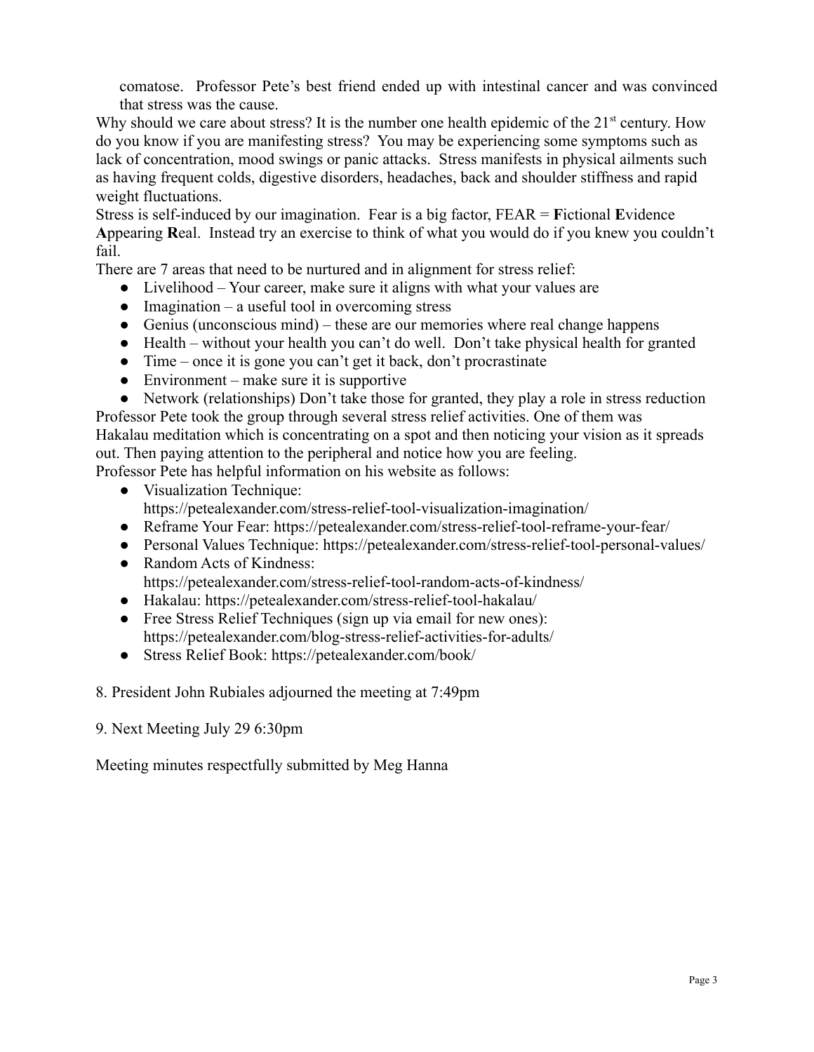comatose. Professor Pete's best friend ended up with intestinal cancer and was convinced that stress was the cause.

Why should we care about stress? It is the number one health epidemic of the 21st century. How do you know if you are manifesting stress? You may be experiencing some symptoms such as lack of concentration, mood swings or panic attacks. Stress manifests in physical ailments such as having frequent colds, digestive disorders, headaches, back and shoulder stiffness and rapid weight fluctuations.

Stress is self-induced by our imagination. Fear is a big factor, FEAR = **F**ictional **E**vidence **A**ppearing **R**eal. Instead try an exercise to think of what you would do if you knew you couldn't fail.

There are 7 areas that need to be nurtured and in alignment for stress relief:

- Livelihood – Your career, make sure it aligns with what your values are
- Imagination – a useful tool in overcoming stress
- Genius (unconscious mind) – these are our memories where real change happens
- Health – without your health you can't do well. Don't take physical health for granted
- Time – once it is gone you can't get it back, don't procrastinate
- Environment – make sure it is supportive
- Network (relationships) Don't take those for granted, they play a role in stress reduction

Professor Pete took the group through several stress relief activities. One of them was Hakalau meditation which is concentrating on a spot and then noticing your vision as it spreads out. Then paying attention to the peripheral and notice how you are feeling.

Professor Pete has helpful information on his website as follows:

- Visualization Technique: https://petealexander.com/stress-relief-tool-visualization-imagination/
- Reframe Your Fear: https://petealexander.com/stress-relief-tool-reframe-your-fear/
- Personal Values Technique: https://petealexander.com/stress-relief-tool-personal-values/
- Random Acts of Kindness: https://petealexander.com/stress-relief-tool-random-acts-of-kindness/
- Hakalau: https://petealexander.com/stress-relief-tool-hakalau/
- Free Stress Relief Techniques (sign up via email for new ones): https://petealexander.com/blog-stress-relief-activities-for-adults/
- Stress Relief Book: https://petealexander.com/book/

8. President John Rubiales adjourned the meeting at 7:49pm

9. Next Meeting July 29 6:30pm

Meeting minutes respectfully submitted by Meg Hanna